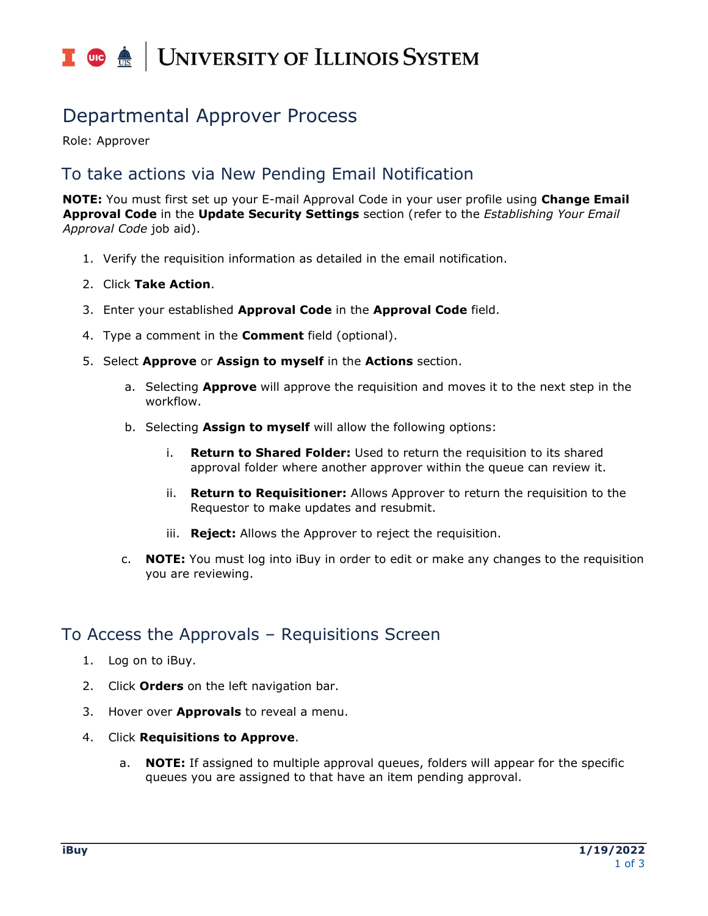# Departmental Approver Process

Role: Approver

## To take actions via New Pending Email Notification

**NOTE:** You must first set up your E-mail Approval Code in your user profile using **Change Email Approval Code** in the **Update Security Settings** section (refer to the *Establishing Your Email Approval Code* job aid).

1. Verify the requisition information as detailed in the email notification.
2. Click **Take Action**.
3. Enter your established **Approval Code** in the **Approval Code** field.
4. Type a comment in the **Comment** field (optional).
5. Select **Approve** or **Assign to myself** in the **Actions** section.
   a. Selecting **Approve** will approve the requisition and moves it to the next step in the workflow.
   b. Selecting **Assign to myself** will allow the following options:
      i. **Return to Shared Folder:** Used to return the requisition to its shared approval folder where another approver within the queue can review it.
      ii. **Return to Requisitioner:** Allows Approver to return the requisition to the Requestor to make updates and resubmit.
      iii. **Reject:** Allows the Approver to reject the requisition.
   c. **NOTE:** You must log into iBuy in order to edit or make any changes to the requisition you are reviewing.

## To Access the Approvals – Requisitions Screen

1. Log on to iBuy.
2. Click **Orders** on the left navigation bar.
3. Hover over **Approvals** to reveal a menu.
4. Click **Requisitions to Approve**.
   a. **NOTE:** If assigned to multiple approval queues, folders will appear for the specific queues you are assigned to that have an item pending approval.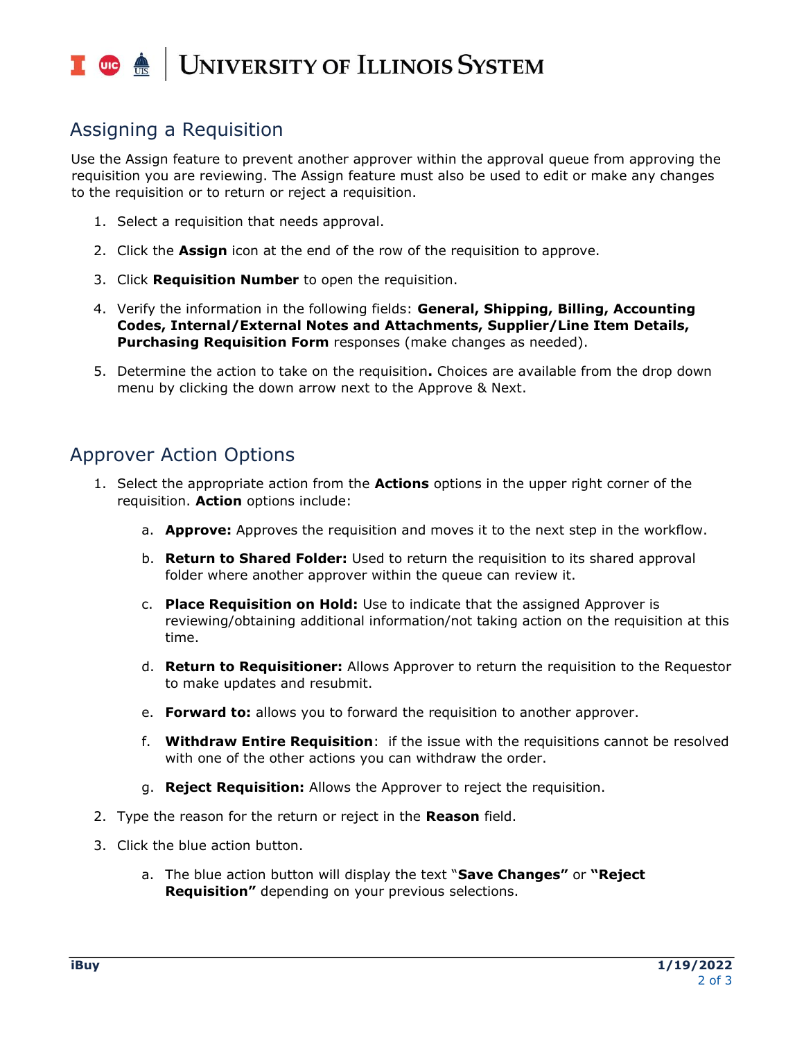## Assigning a Requisition

Use the Assign feature to prevent another approver within the approval queue from approving the requisition you are reviewing. The Assign feature must also be used to edit or make any changes to the requisition or to return or reject a requisition.

1. Select a requisition that needs approval.
2. Click the **Assign** icon at the end of the row of the requisition to approve.
3. Click **Requisition Number** to open the requisition.
4. Verify the information in the following fields: **General, Shipping, Billing, Accounting Codes, Internal/External Notes and Attachments, Supplier/Line Item Details, Purchasing Requisition Form** responses (make changes as needed).
5. Determine the action to take on the requisition**.** Choices are available from the drop down menu by clicking the down arrow next to the Approve & Next.

## Approver Action Options

1. Select the appropriate action from the **Actions** options in the upper right corner of the requisition. **Action** options include:
   a. **Approve:** Approves the requisition and moves it to the next step in the workflow.
   b. **Return to Shared Folder:** Used to return the requisition to its shared approval folder where another approver within the queue can review it.
   c. **Place Requisition on Hold:** Use to indicate that the assigned Approver is reviewing/obtaining additional information/not taking action on the requisition at this time.
   d. **Return to Requisitioner:** Allows Approver to return the requisition to the Requestor to make updates and resubmit.
   e. **Forward to:** allows you to forward the requisition to another approver.
   f. **Withdraw Entire Requisition**: if the issue with the requisitions cannot be resolved with one of the other actions you can withdraw the order.
   g. **Reject Requisition:** Allows the Approver to reject the requisition.
2. Type the reason for the return or reject in the **Reason** field.
3. Click the blue action button.
   a. The blue action button will display the text "**Save Changes"** or **"Reject Requisition"** depending on your previous selections.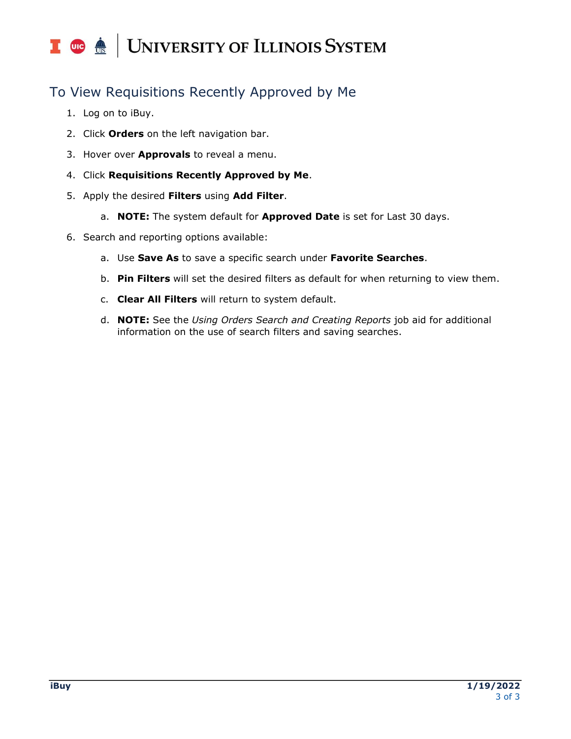## To View Requisitions Recently Approved by Me

1. Log on to iBuy.
2. Click **Orders** on the left navigation bar.
3. Hover over **Approvals** to reveal a menu.
4. Click **Requisitions Recently Approved by Me**.
5. Apply the desired **Filters** using **Add Filter**.
    a. **NOTE:** The system default for **Approved Date** is set for Last 30 days.
6. Search and reporting options available:
    a. Use **Save As** to save a specific search under **Favorite Searches**.
    b. **Pin Filters** will set the desired filters as default for when returning to view them.
    c. **Clear All Filters** will return to system default.
    d. **NOTE:** See the *Using Orders Search and Creating Reports* job aid for additional information on the use of search filters and saving searches.